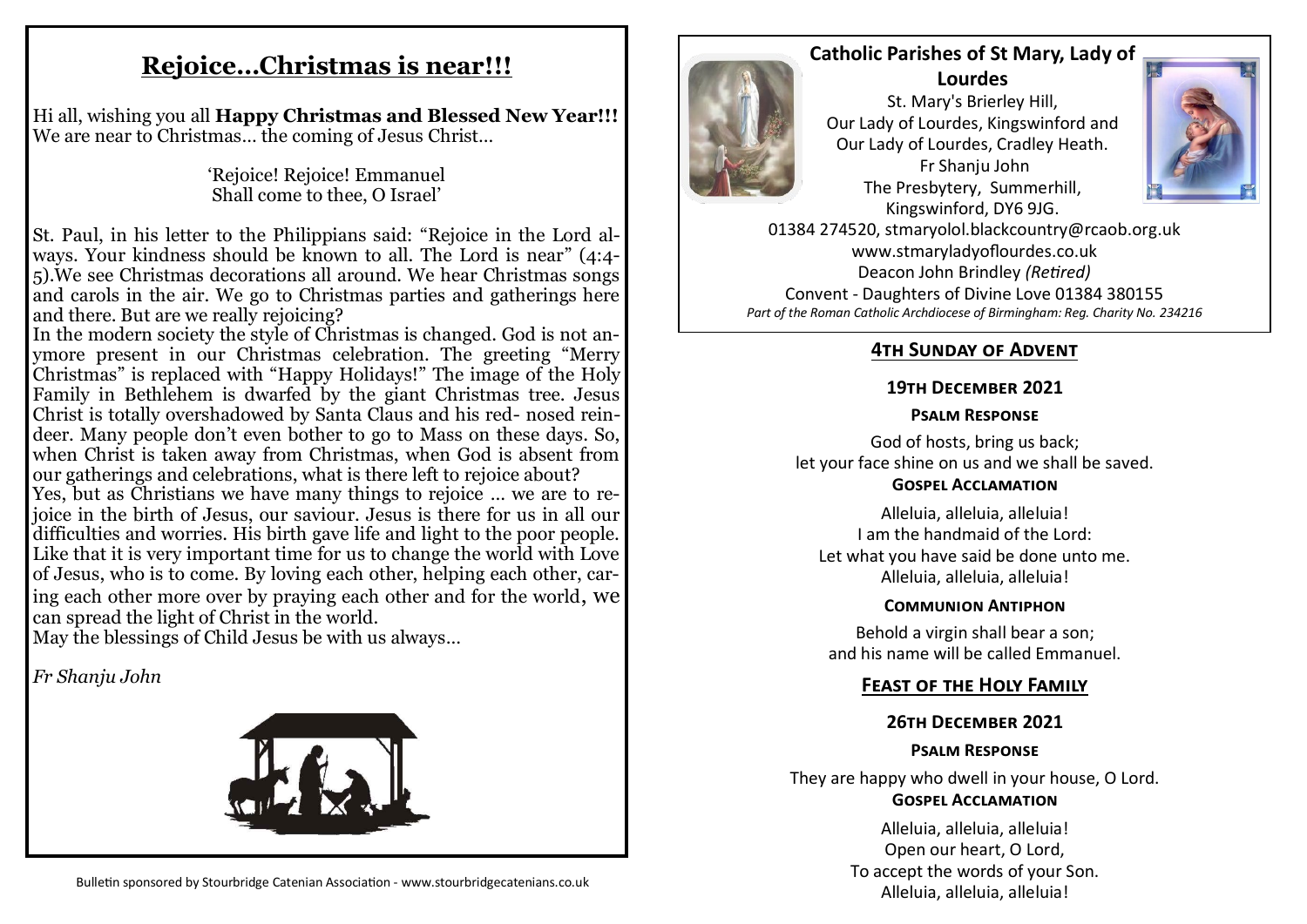# Rejoice...Christmas is near!!!

Hi all, wishing you all **Happy Christmas and Blessed New Year!!!** We are near to Christmas... the coming of Jesus Christ...

'Rejoice! Rejoice! Emmanuel
Shall come to thee, O Israel'

St. Paul, in his letter to the Philippians said: "Rejoice in the Lord always. Your kindness should be known to all. The Lord is near" (4:4-5).We see Christmas decorations all around. We hear Christmas songs and carols in the air. We go to Christmas parties and gatherings here and there. But are we really rejoicing?

In the modern society the style of Christmas is changed. God is not anymore present in our Christmas celebration. The greeting "Merry Christmas" is replaced with "Happy Holidays!" The image of the Holy Family in Bethlehem is dwarfed by the giant Christmas tree. Jesus Christ is totally overshadowed by Santa Claus and his red- nosed reindeer. Many people don't even bother to go to Mass on these days. So, when Christ is taken away from Christmas, when God is absent from our gatherings and celebrations, what is there left to rejoice about?

Yes, but as Christians we have many things to rejoice ... we are to rejoice in the birth of Jesus, our saviour. Jesus is there for us in all our difficulties and worries. His birth gave life and light to the poor people. Like that it is very important time for us to change the world with Love of Jesus, who is to come. By loving each other, helping each other, caring each other more over by praying each other and for the world, we can spread the light of Christ in the world.

May the blessings of Child Jesus be with us always...

*Fr Shanju John*

Bulletin sponsored by Stourbridge Catenian Association - www.stourbridgecatenians.co.uk

## Catholic Parishes of St Mary, Lady of Lourdes

St. Mary's Brierley Hill,
Our Lady of Lourdes, Kingswinford and
Our Lady of Lourdes, Cradley Heath.
Fr Shanju John
The Presbytery, Summerhill,
Kingswinford, DY6 9JG.
01384 274520, stmaryolol.blackcountry@rcaob.org.uk
www.stmaryladyoflourdes.co.uk
Deacon John Brindley *(Retired)*
Convent - Daughters of Divine Love 01384 380155
*Part of the Roman Catholic Archdiocese of Birmingham: Reg. Charity No. 234216*

## 4th Sunday of Advent

### 19th December 2021

**Psalm Response**

God of hosts, bring us back;
let your face shine on us and we shall be saved.

**Gospel Acclamation**

Alleluia, alleluia, alleluia!
I am the handmaid of the Lord:
Let what you have said be done unto me.
Alleluia, alleluia, alleluia!

**Communion Antiphon**

Behold a virgin shall bear a son;
and his name will be called Emmanuel.

## Feast of the Holy Family

### 26th December 2021

**Psalm Response**

They are happy who dwell in your house, O Lord.

**Gospel Acclamation**

Alleluia, alleluia, alleluia!
Open our heart, O Lord,
To accept the words of your Son.
Alleluia, alleluia, alleluia!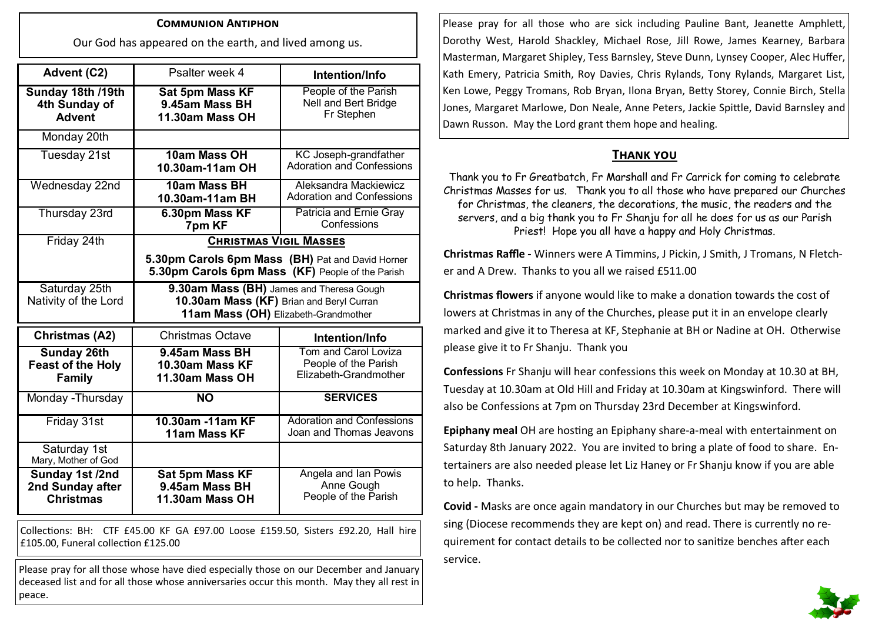**Communion Antiphon**

Our God has appeared on the earth, and lived among us.

| Advent (C2) | Psalter week 4 | Intention/Info |
|---|---|---|
| **Sunday 18th /19th 4th Sunday of Advent** | **Sat 5pm Mass KF**<br>**9.45am Mass BH**<br>**11.30am Mass OH** | People of the Parish<br>Nell and Bert Bridge<br>Fr Stephen |
| Monday 20th | | |
| Tuesday 21st | **10am Mass OH**<br>**10.30am-11am OH** | KC Joseph-grandfather<br>Adoration and Confessions |
| Wednesday 22nd | **10am Mass BH**<br>**10.30am-11am BH** | Aleksandra Mackiewicz<br>Adoration and Confessions |
| Thursday 23rd | **6.30pm Mass KF**<br>**7pm KF** | Patricia and Ernie Gray<br>Confessions |
| Friday 24th | **Christmas Vigil Masses**<br>**5.30pm Carols 6pm Mass (BH)** Pat and David Horner<br>**5.30pm Carols 6pm Mass (KF)** People of the Parish | |
| Saturday 25th Nativity of the Lord | **9.30am Mass (BH)** James and Theresa Gough<br>**10.30am Mass (KF)** Brian and Beryl Curran<br>**11am Mass (OH)** Elizabeth-Grandmother | |

| Christmas (A2) | Christmas Octave | Intention/Info |
|---|---|---|
| **Sunday 26th Feast of the Holy Family** | **9.45am Mass BH**<br>**10.30am Mass KF**<br>**11.30am Mass OH** | Tom and Carol Loviza<br>People of the Parish<br>Elizabeth-Grandmother |
| Monday -Thursday | **NO** | **SERVICES** |
| Friday 31st | **10.30am -11am KF**<br>**11am Mass KF** | Adoration and Confessions<br>Joan and Thomas Jeavons |
| Saturday 1st Mary, Mother of God | | |
| **Sunday 1st /2nd 2nd Sunday after Christmas** | **Sat 5pm Mass KF**<br>**9.45am Mass BH**<br>**11.30am Mass OH** | Angela and Ian Powis<br>Anne Gough<br>People of the Parish |

Collections: BH: CTF £45.00 KF GA £97.00 Loose £159.50, Sisters £92.20, Hall hire £105.00, Funeral collection £125.00

Please pray for all those whose have died especially those on our December and January deceased list and for all those whose anniversaries occur this month. May they all rest in peace.

Please pray for all those who are sick including Pauline Bant, Jeanette Amphlett, Dorothy West, Harold Shackley, Michael Rose, Jill Rowe, James Kearney, Barbara Masterman, Margaret Shipley, Tess Barnsley, Steve Dunn, Lynsey Cooper, Alec Huffer, Kath Emery, Patricia Smith, Roy Davies, Chris Rylands, Tony Rylands, Margaret List, Ken Lowe, Peggy Tromans, Rob Bryan, Ilona Bryan, Betty Storey, Connie Birch, Stella Jones, Margaret Marlowe, Don Neale, Anne Peters, Jackie Spittle, David Barnsley and Dawn Russon. May the Lord grant them hope and healing.

## Thank you

Thank you to Fr Greatbatch, Fr Marshall and Fr Carrick for coming to celebrate Christmas Masses for us. Thank you to all those who have prepared our Churches for Christmas, the cleaners, the decorations, the music, the readers and the servers, and a big thank you to Fr Shanju for all he does for us as our Parish Priest! Hope you all have a happy and Holy Christmas.

**Christmas Raffle -** Winners were A Timmins, J Pickin, J Smith, J Tromans, N Fletcher and A Drew. Thanks to you all we raised £511.00

**Christmas flowers** if anyone would like to make a donation towards the cost of lowers at Christmas in any of the Churches, please put it in an envelope clearly marked and give it to Theresa at KF, Stephanie at BH or Nadine at OH. Otherwise please give it to Fr Shanju. Thank you

**Confessions** Fr Shanju will hear confessions this week on Monday at 10.30 at BH, Tuesday at 10.30am at Old Hill and Friday at 10.30am at Kingswinford. There will also be Confessions at 7pm on Thursday 23rd December at Kingswinford.

**Epiphany meal** OH are hosting an Epiphany share-a-meal with entertainment on Saturday 8th January 2022. You are invited to bring a plate of food to share. Entertainers are also needed please let Liz Haney or Fr Shanju know if you are able to help. Thanks.

**Covid -** Masks are once again mandatory in our Churches but may be removed to sing (Diocese recommends they are kept on) and read. There is currently no requirement for contact details to be collected nor to sanitize benches after each service.